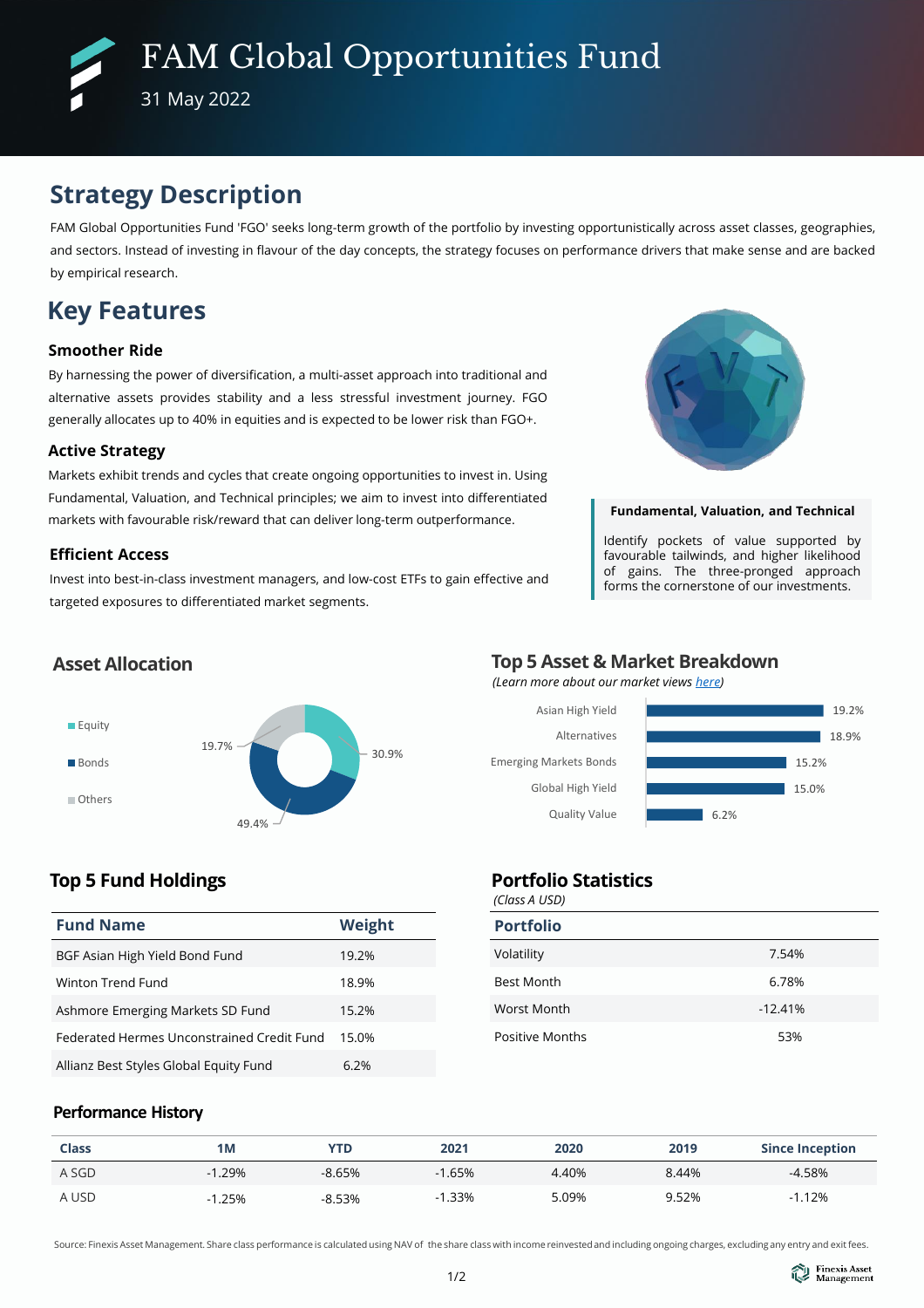# FAM Global Opportunities Fund

31 May 2022

## Strategy Description

FAM Global Opportunities Fund 'FGO' seeks long-term growth of the portfolio by investing opportunistically across asset classes, geographies, and sectors. Instead of investing in flavour of the day concepts, the strategy focuses on performance drivers that make sense and are backed by empirical research.

## Key Features

### Smoother Ride

By harnessing the power of diversification, a multi-asset approach into traditional and alternative assets provides stability and a less stressful investment journey. FGO generally allocates up to 40% in equities and is expected to be lower risk than FGO+.

### Active Strategy

Markets exhibit trends and cycles that create ongoing opportunities to invest in. Using Fundamental, Valuation, and Technical principles; we aim to invest into differentiated markets with favourable risk/reward that can deliver long-term outperformance.

### Efficient Access

Invest into best-in-class investment managers, and low-cost ETFs to gain effective and targeted exposures to differentiated market segments.

**Fundamental, Valuation, and Technical**

Identify pockets of value supported by favourable tailwinds, and higher likelihood of gains. The three-pronged approach forms the cornerstone of our investments.

### Asset Allocation

| Asset | Allocation |
|---|---|
| Equity | 30.9% |
| Bonds | 49.4% |
| Others | 19.7% |

### Top 5 Asset & Market Breakdown

*(Learn more about our market views here)*

| Segment | Weight |
|---|---|
| Asian High Yield | 19.2% |
| Alternatives | 18.9% |
| Emerging Markets Bonds | 15.2% |
| Global High Yield | 15.0% |
| Quality Value | 6.2% |

### Top 5 Fund Holdings

| Fund Name | Weight |
|---|---|
| BGF Asian High Yield Bond Fund | 19.2% |
| Winton Trend Fund | 18.9% |
| Ashmore Emerging Markets SD Fund | 15.2% |
| Federated Hermes Unconstrained Credit Fund | 15.0% |
| Allianz Best Styles Global Equity Fund | 6.2% |

### Portfolio Statistics

*(Class A USD)*

| Portfolio | |
|---|---|
| Volatility | 7.54% |
| Best Month | 6.78% |
| Worst Month | -12.41% |
| Positive Months | 53% |

### Performance History

| Class | 1M | YTD | 2021 | 2020 | 2019 | Since Inception |
|---|---|---|---|---|---|---|
| A SGD | -1.29% | -8.65% | -1.65% | 4.40% | 8.44% | -4.58% |
| A USD | -1.25% | -8.53% | -1.33% | 5.09% | 9.52% | -1.12% |

Source: Finexis Asset Management. Share class performance is calculated using NAV of the share class with income reinvested and including ongoing charges, excluding any entry and exit fees.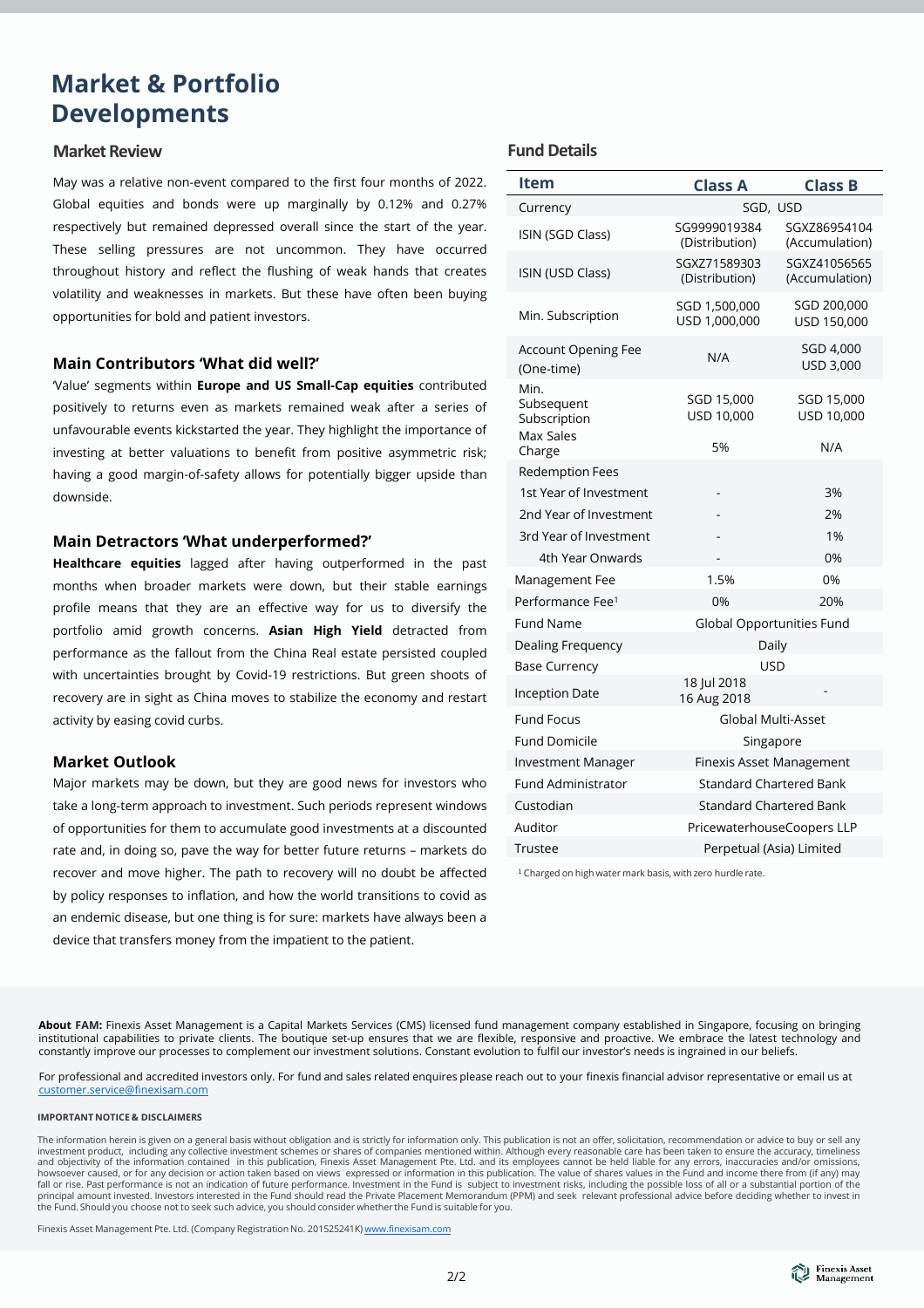# Market & Portfolio Developments

## Market Review

May was a relative non-event compared to the first four months of 2022. Global equities and bonds were up marginally by 0.12% and 0.27% respectively but remained depressed overall since the start of the year. These selling pressures are not uncommon. They have occurred throughout history and reflect the flushing of weak hands that creates volatility and weaknesses in markets. But these have often been buying opportunities for bold and patient investors.

### Main Contributors 'What did well?'

'Value' segments within **Europe and US Small-Cap equities** contributed positively to returns even as markets remained weak after a series of unfavourable events kickstarted the year. They highlight the importance of investing at better valuations to benefit from positive asymmetric risk; having a good margin-of-safety allows for potentially bigger upside than downside.

### Main Detractors 'What underperformed?'

**Healthcare equities** lagged after having outperformed in the past months when broader markets were down, but their stable earnings profile means that they are an effective way for us to diversify the portfolio amid growth concerns. **Asian High Yield** detracted from performance as the fallout from the China Real estate persisted coupled with uncertainties brought by Covid-19 restrictions. But green shoots of recovery are in sight as China moves to stabilize the economy and restart activity by easing covid curbs.

### Market Outlook

Major markets may be down, but they are good news for investors who take a long-term approach to investment. Such periods represent windows of opportunities for them to accumulate good investments at a discounted rate and, in doing so, pave the way for better future returns – markets do recover and move higher. The path to recovery will no doubt be affected by policy responses to inflation, and how the world transitions to covid as an endemic disease, but one thing is for sure: markets have always been a device that transfers money from the impatient to the patient.

## Fund Details

| Item | Class A | Class B |
|---|---|---|
| Currency | SGD, USD | |
| ISIN (SGD Class) | SG9999019384 (Distribution) | SGXZ86954104 (Accumulation) |
| ISIN (USD Class) | SGXZ71589303 (Distribution) | SGXZ41056565 (Accumulation) |
| Min. Subscription | SGD 1,500,000<br>USD 1,000,000 | SGD 200,000<br>USD 150,000 |
| Account Opening Fee (One-time) | N/A | SGD 4,000<br>USD 3,000 |
| Min. Subsequent Subscription | SGD 15,000<br>USD 10,000 | SGD 15,000<br>USD 10,000 |
| Max Sales Charge | 5% | N/A |
| Redemption Fees | | |
| 1st Year of Investment | - | 3% |
| 2nd Year of Investment | - | 2% |
| 3rd Year of Investment | - | 1% |
| 4th Year Onwards | - | 0% |
| Management Fee | 1.5% | 0% |
| Performance Fee[1] | 0% | 20% |
| Fund Name | Global Opportunities Fund | |
| Dealing Frequency | Daily | |
| Base Currency | USD | |
| Inception Date | 18 Jul 2018<br>16 Aug 2018 | - |
| Fund Focus | Global Multi-Asset | |
| Fund Domicile | Singapore | |
| Investment Manager | Finexis Asset Management | |
| Fund Administrator | Standard Chartered Bank | |
| Custodian | Standard Chartered Bank | |
| Auditor | PricewaterhouseCoopers LLP | |
| Trustee | Perpetual (Asia) Limited | |

[1] Charged on high water mark basis, with zero hurdle rate.

**About FAM:** Finexis Asset Management is a Capital Markets Services (CMS) licensed fund management company established in Singapore, focusing on bringing institutional capabilities to private clients. The boutique set-up ensures that we are flexible, responsive and proactive. We embrace the latest technology and constantly improve our processes to complement our investment solutions. Constant evolution to fulfil our investor's needs is ingrained in our beliefs.

For professional and accredited investors only. For fund and sales related enquires please reach out to your finexis financial advisor representative or email us at customer.service@finexisam.com

**IMPORTANT NOTICE & DISCLAIMERS**

The information herein is given on a general basis without obligation and is strictly for information only. This publication is not an offer, solicitation, recommendation or advice to buy or sell any investment product, including any collective investment schemes or shares of companies mentioned within. Although every reasonable care has been taken to ensure the accuracy, timeliness and objectivity of the information contained in this publication, Finexis Asset Management Pte. Ltd. and its employees cannot be held liable for any errors, inaccuracies and/or omissions, howsoever caused, or for any decision or action taken based on views expressed or information in this publication. The value of shares values in the Fund and income there from (if any) may fall or rise. Past performance is not an indication of future performance. Investment in the Fund is subject to investment risks, including the possible loss of all or a substantial portion of the principal amount invested. Investors interested in the Fund should read the Private Placement Memorandum (PPM) and seek relevant professional advice before deciding whether to invest in the Fund. Should you choose not to seek such advice, you should consider whether the Fund is suitable for you.

Finexis Asset Management Pte. Ltd. (Company Registration No. 201525241K) www.finexisam.com